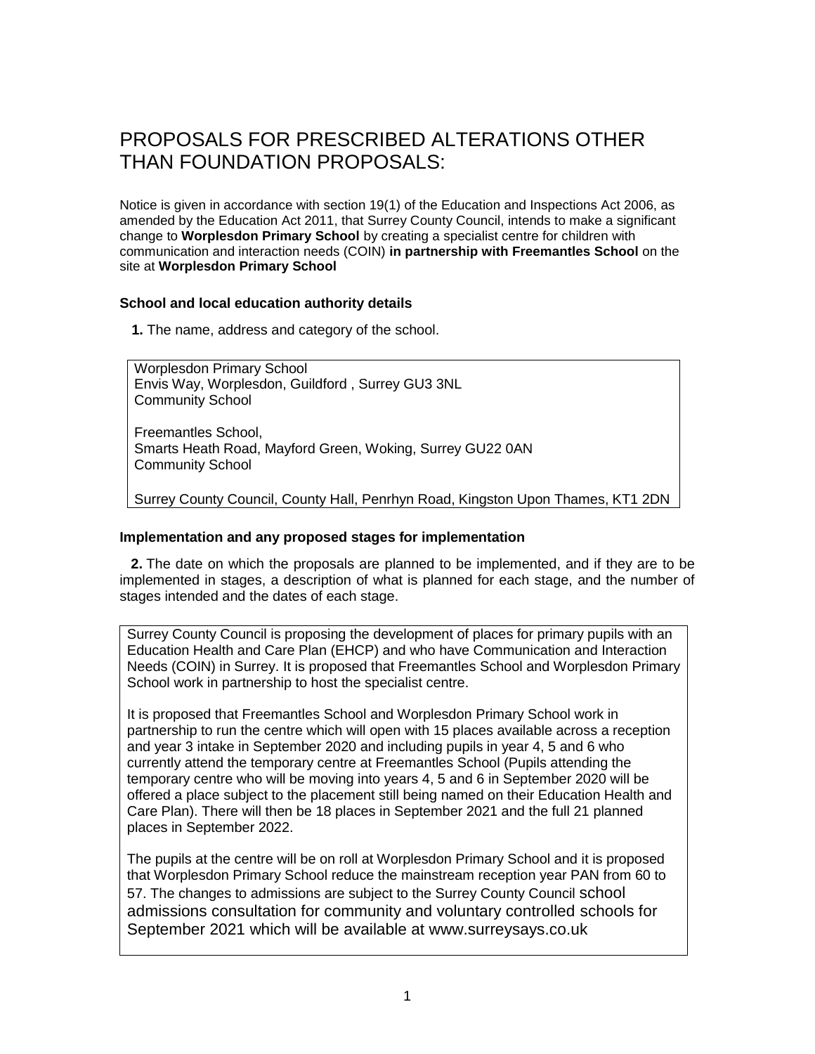# PROPOSALS FOR PRESCRIBED ALTERATIONS OTHER THAN FOUNDATION PROPOSALS:

Notice is given in accordance with section 19(1) of the Education and Inspections Act 2006, as amended by the Education Act 2011, that Surrey County Council, intends to make a significant change to **Worplesdon Primary School** by creating a specialist centre for children with communication and interaction needs (COIN) **in partnership with Freemantles School** on the site at **Worplesdon Primary School**

### School and local education authority details

**1.** The name, address and category of the school.

Worplesdon Primary School
Envis Way, Worplesdon, Guildford , Surrey GU3 3NL
Community School

Freemantles School,
Smarts Heath Road, Mayford Green, Woking, Surrey GU22 0AN
Community School

Surrey County Council, County Hall, Penrhyn Road, Kingston Upon Thames, KT1 2DN

### Implementation and any proposed stages for implementation

**2.** The date on which the proposals are planned to be implemented, and if they are to be implemented in stages, a description of what is planned for each stage, and the number of stages intended and the dates of each stage.

Surrey County Council is proposing the development of places for primary pupils with an Education Health and Care Plan (EHCP) and who have Communication and Interaction Needs (COIN) in Surrey. It is proposed that Freemantles School and Worplesdon Primary School work in partnership to host the specialist centre.

It is proposed that Freemantles School and Worplesdon Primary School work in partnership to run the centre which will open with 15 places available across a reception and year 3 intake in September 2020 and including pupils in year 4, 5 and 6 who currently attend the temporary centre at Freemantles School (Pupils attending the temporary centre who will be moving into years 4, 5 and 6 in September 2020 will be offered a place subject to the placement still being named on their Education Health and Care Plan). There will then be 18 places in September 2021 and the full 21 planned places in September 2022.

The pupils at the centre will be on roll at Worplesdon Primary School and it is proposed that Worplesdon Primary School reduce the mainstream reception year PAN from 60 to 57. The changes to admissions are subject to the Surrey County Council school admissions consultation for community and voluntary controlled schools for September 2021 which will be available at www.surreysays.co.uk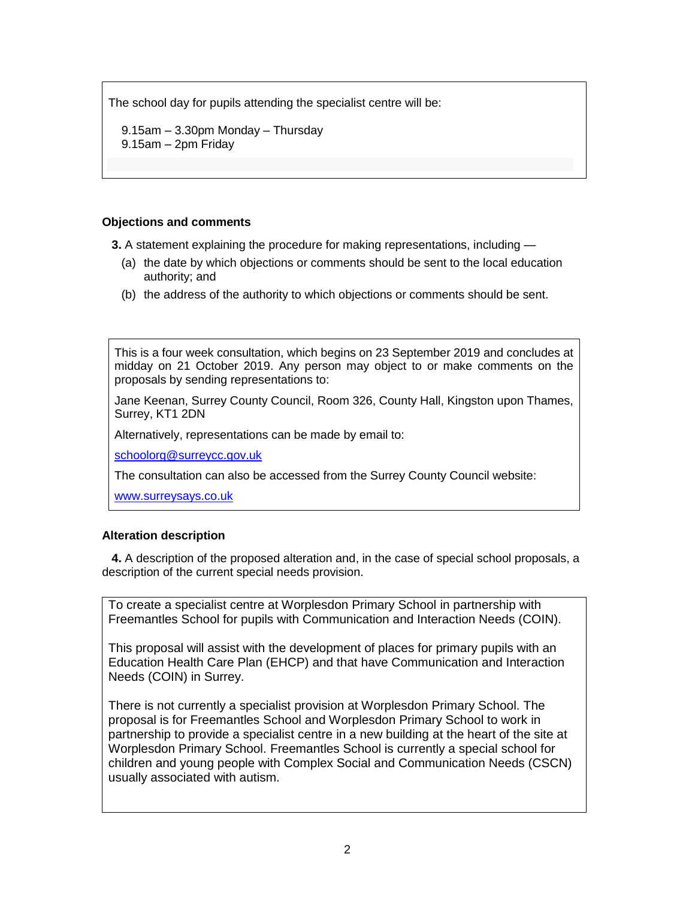The school day for pupils attending the specialist centre will be:

9.15am – 3.30pm Monday – Thursday
9.15am – 2pm Friday

**Objections and comments**

**3.** A statement explaining the procedure for making representations, including —

(a) the date by which objections or comments should be sent to the local education authority; and

(b) the address of the authority to which objections or comments should be sent.

This is a four week consultation, which begins on 23 September 2019 and concludes at midday on 21 October 2019. Any person may object to or make comments on the proposals by sending representations to:

Jane Keenan, Surrey County Council, Room 326, County Hall, Kingston upon Thames, Surrey, KT1 2DN

Alternatively, representations can be made by email to:

schoolorg@surreycc.gov.uk

The consultation can also be accessed from the Surrey County Council website:

www.surreysays.co.uk

**Alteration description**

**4.** A description of the proposed alteration and, in the case of special school proposals, a description of the current special needs provision.

To create a specialist centre at Worplesdon Primary School in partnership with Freemantles School for pupils with Communication and Interaction Needs (COIN).

This proposal will assist with the development of places for primary pupils with an Education Health Care Plan (EHCP) and that have Communication and Interaction Needs (COIN) in Surrey.

There is not currently a specialist provision at Worplesdon Primary School. The proposal is for Freemantles School and Worplesdon Primary School to work in partnership to provide a specialist centre in a new building at the heart of the site at Worplesdon Primary School. Freemantles School is currently a special school for children and young people with Complex Social and Communication Needs (CSCN) usually associated with autism.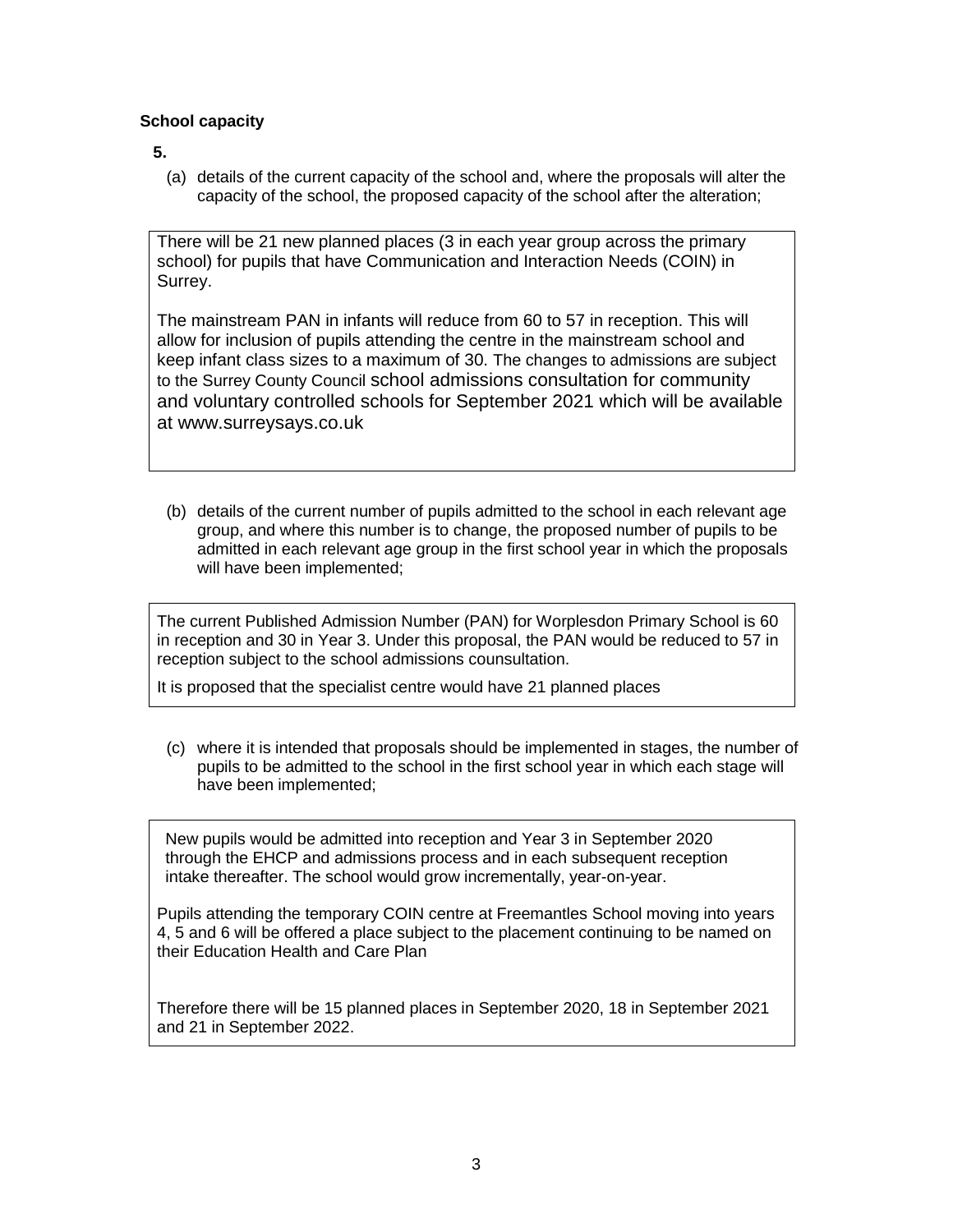**School capacity**

**5.**

(a) details of the current capacity of the school and, where the proposals will alter the capacity of the school, the proposed capacity of the school after the alteration;

There will be 21 new planned places (3 in each year group across the primary school) for pupils that have Communication and Interaction Needs (COIN) in Surrey.

The mainstream PAN in infants will reduce from 60 to 57 in reception. This will allow for inclusion of pupils attending the centre in the mainstream school and keep infant class sizes to a maximum of 30. The changes to admissions are subject to the Surrey County Council school admissions consultation for community and voluntary controlled schools for September 2021 which will be available at www.surreysays.co.uk

(b) details of the current number of pupils admitted to the school in each relevant age group, and where this number is to change, the proposed number of pupils to be admitted in each relevant age group in the first school year in which the proposals will have been implemented;

The current Published Admission Number (PAN) for Worplesdon Primary School is 60 in reception and 30 in Year 3. Under this proposal, the PAN would be reduced to 57 in reception subject to the school admissions counsultation.

It is proposed that the specialist centre would have 21 planned places

(c) where it is intended that proposals should be implemented in stages, the number of pupils to be admitted to the school in the first school year in which each stage will have been implemented;

New pupils would be admitted into reception and Year 3 in September 2020 through the EHCP and admissions process and in each subsequent reception intake thereafter. The school would grow incrementally, year-on-year.

Pupils attending the temporary COIN centre at Freemantles School moving into years 4, 5 and 6 will be offered a place subject to the placement continuing to be named on their Education Health and Care Plan

Therefore there will be 15 planned places in September 2020, 18 in September 2021 and 21 in September 2022.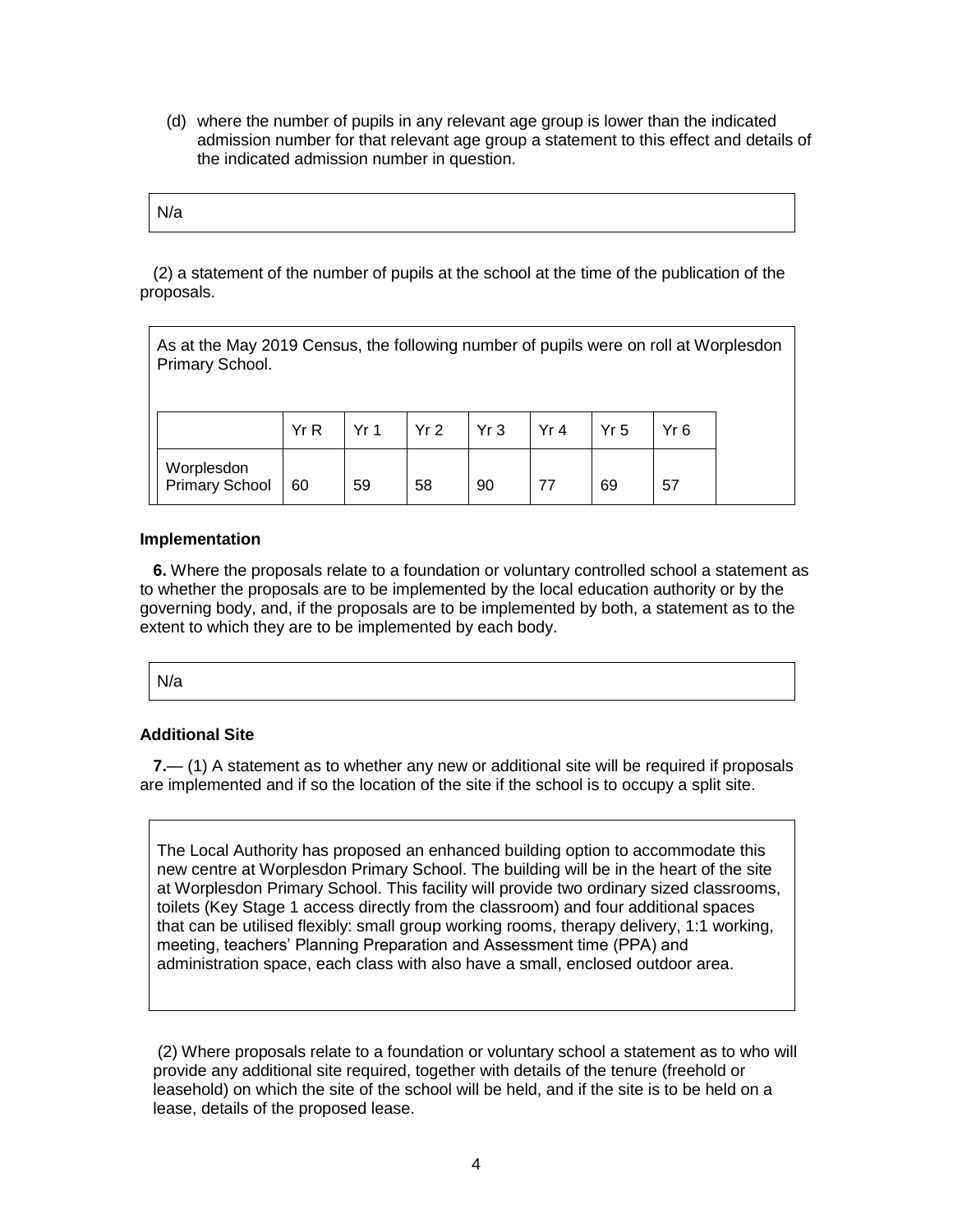(d) where the number of pupils in any relevant age group is lower than the indicated admission number for that relevant age group a statement to this effect and details of the indicated admission number in question.

N/a

(2) a statement of the number of pupils at the school at the time of the publication of the proposals.

As at the May 2019 Census, the following number of pupils were on roll at Worplesdon Primary School.

| | Yr R | Yr 1 | Yr 2 | Yr 3 | Yr 4 | Yr 5 | Yr 6 |
|---|---|---|---|---|---|---|---|
| Worplesdon Primary School | 60 | 59 | 58 | 90 | 77 | 69 | 57 |

**Implementation**

**6.** Where the proposals relate to a foundation or voluntary controlled school a statement as to whether the proposals are to be implemented by the local education authority or by the governing body, and, if the proposals are to be implemented by both, a statement as to the extent to which they are to be implemented by each body.

N/a

**Additional Site**

**7.**— (1) A statement as to whether any new or additional site will be required if proposals are implemented and if so the location of the site if the school is to occupy a split site.

The Local Authority has proposed an enhanced building option to accommodate this new centre at Worplesdon Primary School. The building will be in the heart of the site at Worplesdon Primary School. This facility will provide two ordinary sized classrooms, toilets (Key Stage 1 access directly from the classroom) and four additional spaces that can be utilised flexibly: small group working rooms, therapy delivery, 1:1 working, meeting, teachers' Planning Preparation and Assessment time (PPA) and administration space, each class with also have a small, enclosed outdoor area.

(2) Where proposals relate to a foundation or voluntary school a statement as to who will provide any additional site required, together with details of the tenure (freehold or leasehold) on which the site of the school will be held, and if the site is to be held on a lease, details of the proposed lease.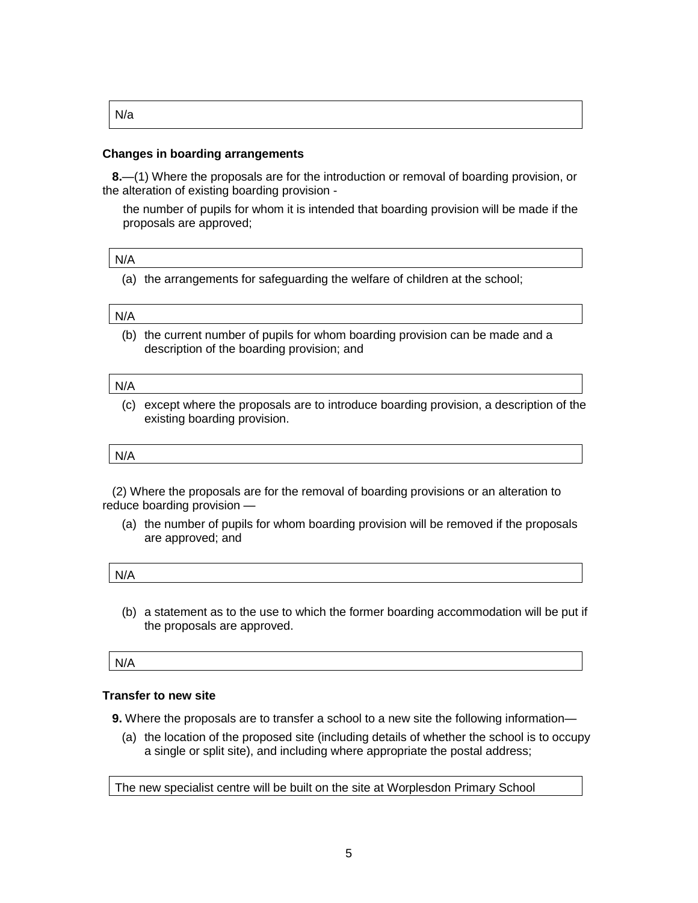N/a

**Changes in boarding arrangements**

**8.**—(1) Where the proposals are for the introduction or removal of boarding provision, or the alteration of existing boarding provision -

the number of pupils for whom it is intended that boarding provision will be made if the proposals are approved;

N/A

(a) the arrangements for safeguarding the welfare of children at the school;

N/A

(b) the current number of pupils for whom boarding provision can be made and a description of the boarding provision; and

N/A

(c) except where the proposals are to introduce boarding provision, a description of the existing boarding provision.

N/A

(2) Where the proposals are for the removal of boarding provisions or an alteration to reduce boarding provision —

(a) the number of pupils for whom boarding provision will be removed if the proposals are approved; and

N/A

(b) a statement as to the use to which the former boarding accommodation will be put if the proposals are approved.

N/A

**Transfer to new site**

**9.** Where the proposals are to transfer a school to a new site the following information—

(a) the location of the proposed site (including details of whether the school is to occupy a single or split site), and including where appropriate the postal address;

The new specialist centre will be built on the site at Worplesdon Primary School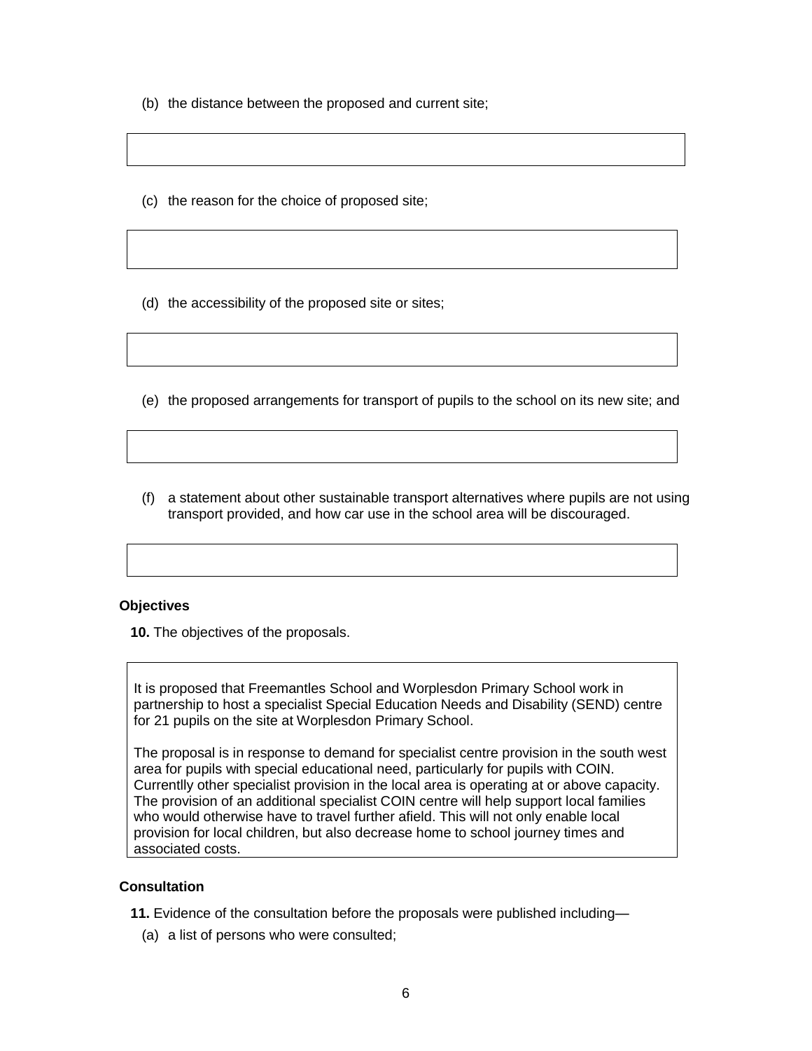(b) the distance between the proposed and current site;

(c) the reason for the choice of proposed site;

(d) the accessibility of the proposed site or sites;

(e) the proposed arrangements for transport of pupils to the school on its new site; and

(f) a statement about other sustainable transport alternatives where pupils are not using transport provided, and how car use in the school area will be discouraged.

**Objectives**

**10.** The objectives of the proposals.

It is proposed that Freemantles School and Worplesdon Primary School work in partnership to host a specialist Special Education Needs and Disability (SEND) centre for 21 pupils on the site at Worplesdon Primary School.

The proposal is in response to demand for specialist centre provision in the south west area for pupils with special educational need, particularly for pupils with COIN. Currentlly other specialist provision in the local area is operating at or above capacity. The provision of an additional specialist COIN centre will help support local families who would otherwise have to travel further afield. This will not only enable local provision for local children, but also decrease home to school journey times and associated costs.

**Consultation**

**11.** Evidence of the consultation before the proposals were published including—

(a) a list of persons who were consulted;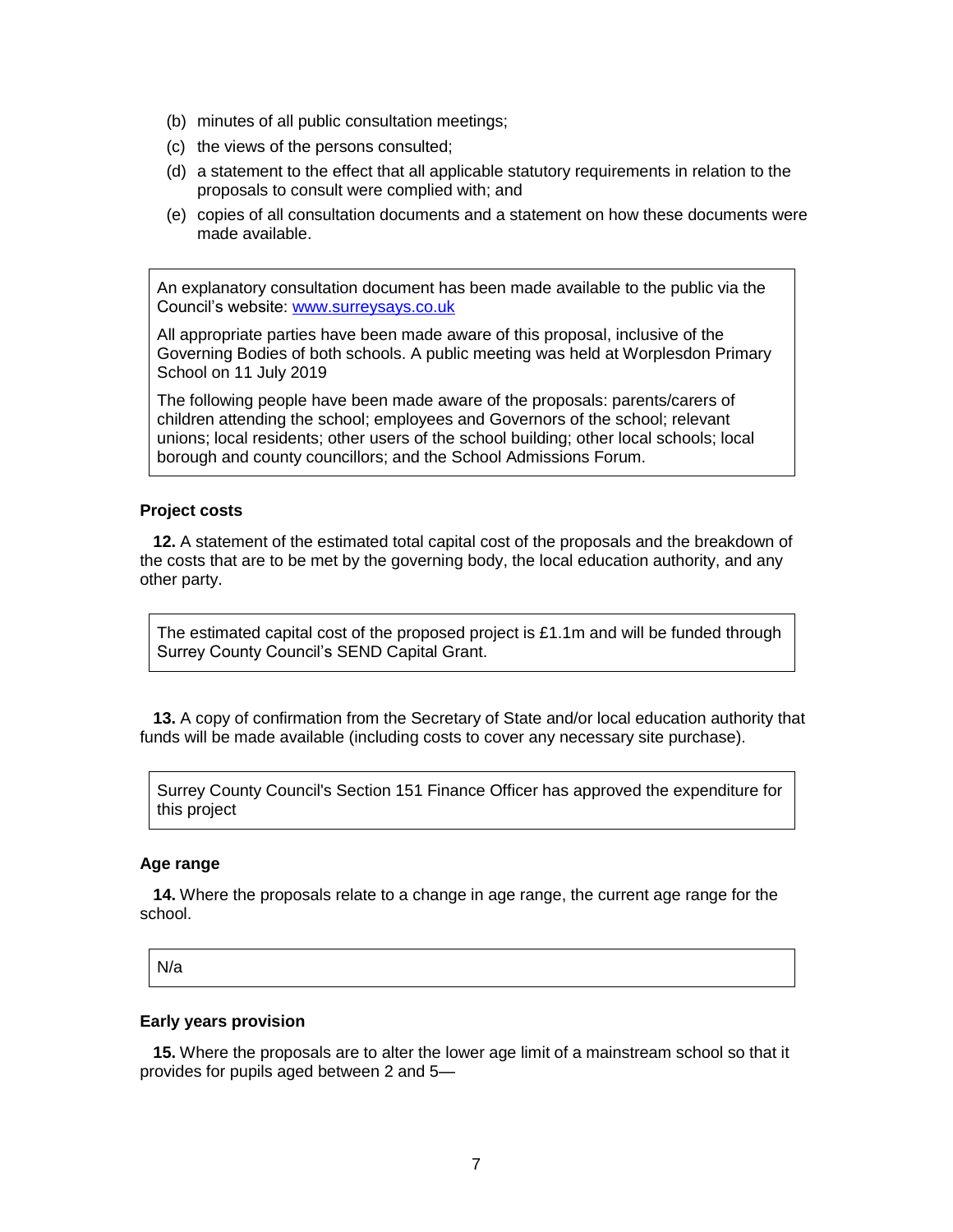(b) minutes of all public consultation meetings;

(c) the views of the persons consulted;

(d) a statement to the effect that all applicable statutory requirements in relation to the proposals to consult were complied with; and

(e) copies of all consultation documents and a statement on how these documents were made available.

> An explanatory consultation document has been made available to the public via the Council's website: [www.surreysays.co.uk](http://www.surreysays.co.uk)
>
> All appropriate parties have been made aware of this proposal, inclusive of the Governing Bodies of both schools. A public meeting was held at Worplesdon Primary School on 11 July 2019
>
> The following people have been made aware of the proposals: parents/carers of children attending the school; employees and Governors of the school; relevant unions; local residents; other users of the school building; other local schools; local borough and county councillors; and the School Admissions Forum.

**Project costs**

**12.** A statement of the estimated total capital cost of the proposals and the breakdown of the costs that are to be met by the governing body, the local education authority, and any other party.

> The estimated capital cost of the proposed project is £1.1m and will be funded through Surrey County Council's SEND Capital Grant.

**13.** A copy of confirmation from the Secretary of State and/or local education authority that funds will be made available (including costs to cover any necessary site purchase).

> Surrey County Council's Section 151 Finance Officer has approved the expenditure for this project

**Age range**

**14.** Where the proposals relate to a change in age range, the current age range for the school.

> N/a

**Early years provision**

**15.** Where the proposals are to alter the lower age limit of a mainstream school so that it provides for pupils aged between 2 and 5—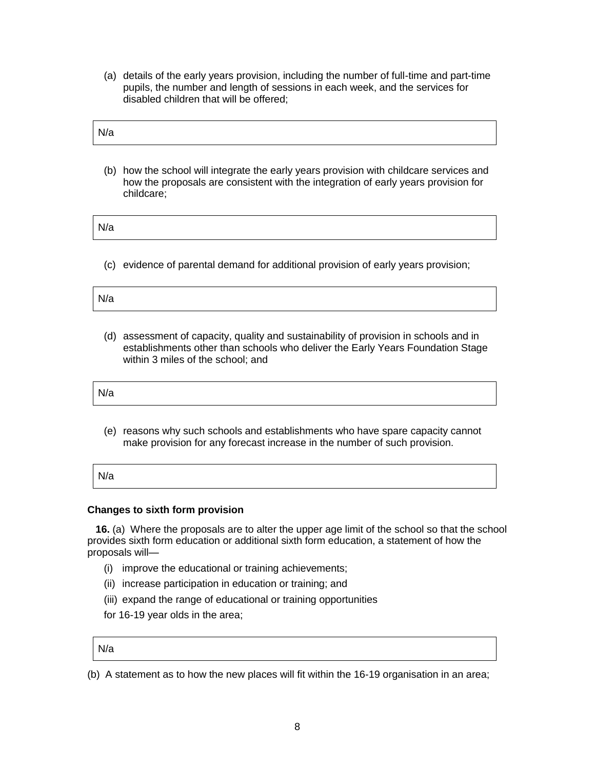(a) details of the early years provision, including the number of full-time and part-time pupils, the number and length of sessions in each week, and the services for disabled children that will be offered;

N/a

(b) how the school will integrate the early years provision with childcare services and how the proposals are consistent with the integration of early years provision for childcare;

N/a

(c) evidence of parental demand for additional provision of early years provision;

N/a

(d) assessment of capacity, quality and sustainability of provision in schools and in establishments other than schools who deliver the Early Years Foundation Stage within 3 miles of the school; and

N/a

(e) reasons why such schools and establishments who have spare capacity cannot make provision for any forecast increase in the number of such provision.

N/a

**Changes to sixth form provision**

**16.** (a) Where the proposals are to alter the upper age limit of the school so that the school provides sixth form education or additional sixth form education, a statement of how the proposals will—

(i) improve the educational or training achievements;

(ii) increase participation in education or training; and

(iii) expand the range of educational or training opportunities

for 16-19 year olds in the area;

N/a

(b) A statement as to how the new places will fit within the 16-19 organisation in an area;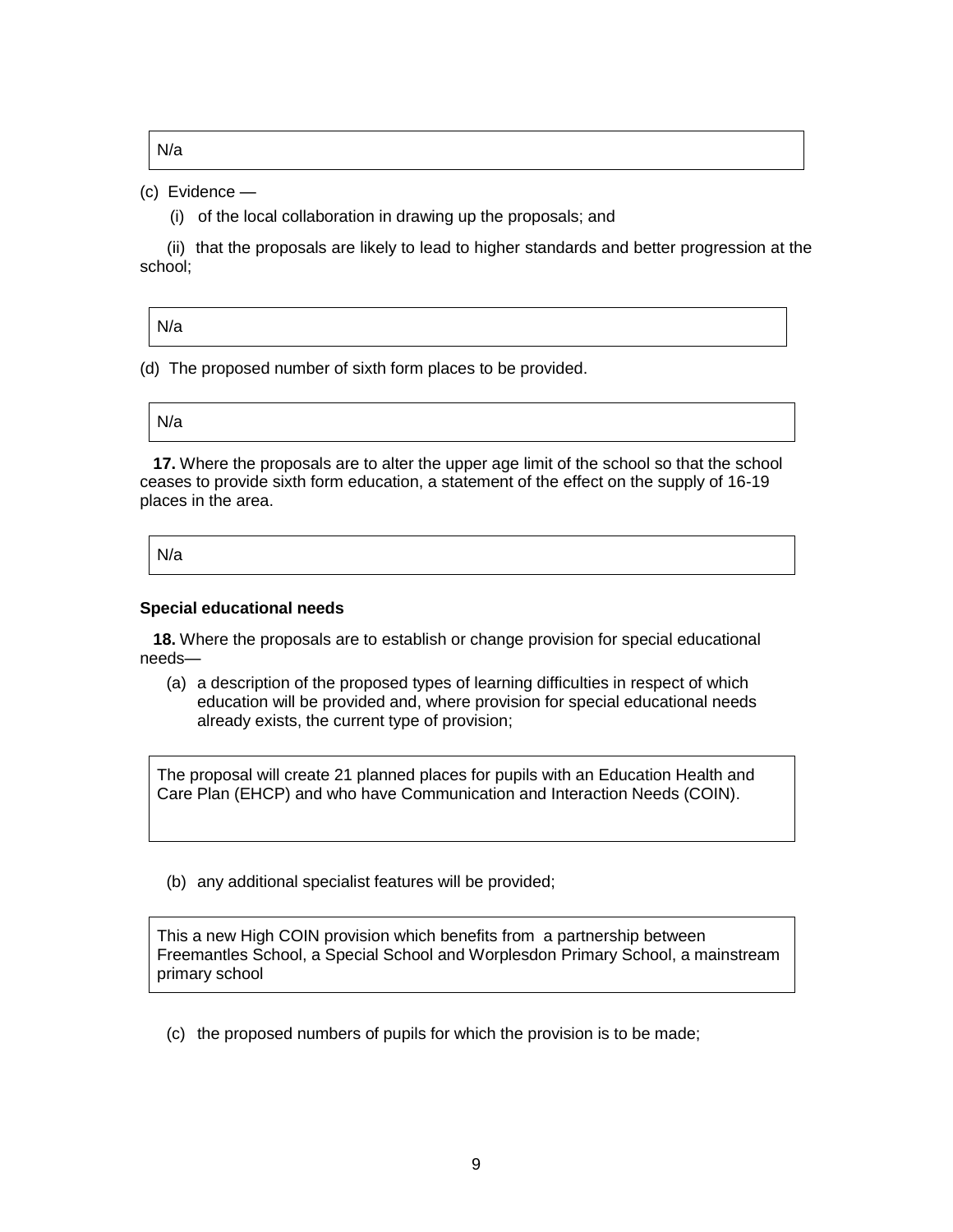N/a

(c) Evidence —

(i) of the local collaboration in drawing up the proposals; and

(ii) that the proposals are likely to lead to higher standards and better progression at the school;

N/a

(d) The proposed number of sixth form places to be provided.

N/a

**17.** Where the proposals are to alter the upper age limit of the school so that the school ceases to provide sixth form education, a statement of the effect on the supply of 16-19 places in the area.

N/a

**Special educational needs**

**18.** Where the proposals are to establish or change provision for special educational needs—

(a) a description of the proposed types of learning difficulties in respect of which education will be provided and, where provision for special educational needs already exists, the current type of provision;

The proposal will create 21 planned places for pupils with an Education Health and Care Plan (EHCP) and who have Communication and Interaction Needs (COIN).

(b) any additional specialist features will be provided;

This a new High COIN provision which benefits from a partnership between Freemantles School, a Special School and Worplesdon Primary School, a mainstream primary school

(c) the proposed numbers of pupils for which the provision is to be made;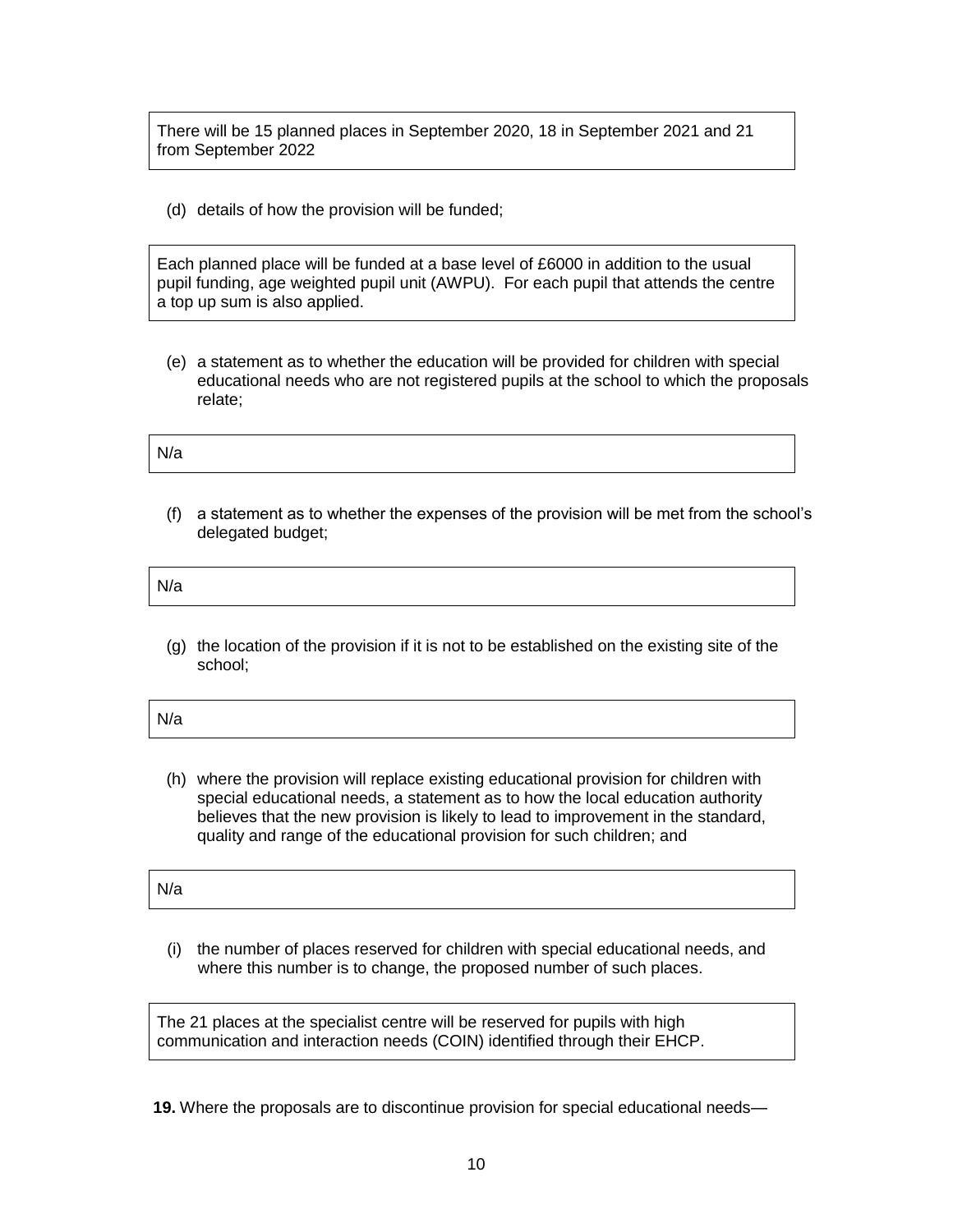There will be 15 planned places in September 2020, 18 in September 2021 and 21 from September 2022

(d) details of how the provision will be funded;

Each planned place will be funded at a base level of £6000 in addition to the usual pupil funding, age weighted pupil unit (AWPU). For each pupil that attends the centre a top up sum is also applied.

(e) a statement as to whether the education will be provided for children with special educational needs who are not registered pupils at the school to which the proposals relate;

N/a

(f) a statement as to whether the expenses of the provision will be met from the school's delegated budget;

N/a

(g) the location of the provision if it is not to be established on the existing site of the school;

N/a

(h) where the provision will replace existing educational provision for children with special educational needs, a statement as to how the local education authority believes that the new provision is likely to lead to improvement in the standard, quality and range of the educational provision for such children; and

N/a

(i) the number of places reserved for children with special educational needs, and where this number is to change, the proposed number of such places.

The 21 places at the specialist centre will be reserved for pupils with high communication and interaction needs (COIN) identified through their EHCP.

**19.** Where the proposals are to discontinue provision for special educational needs—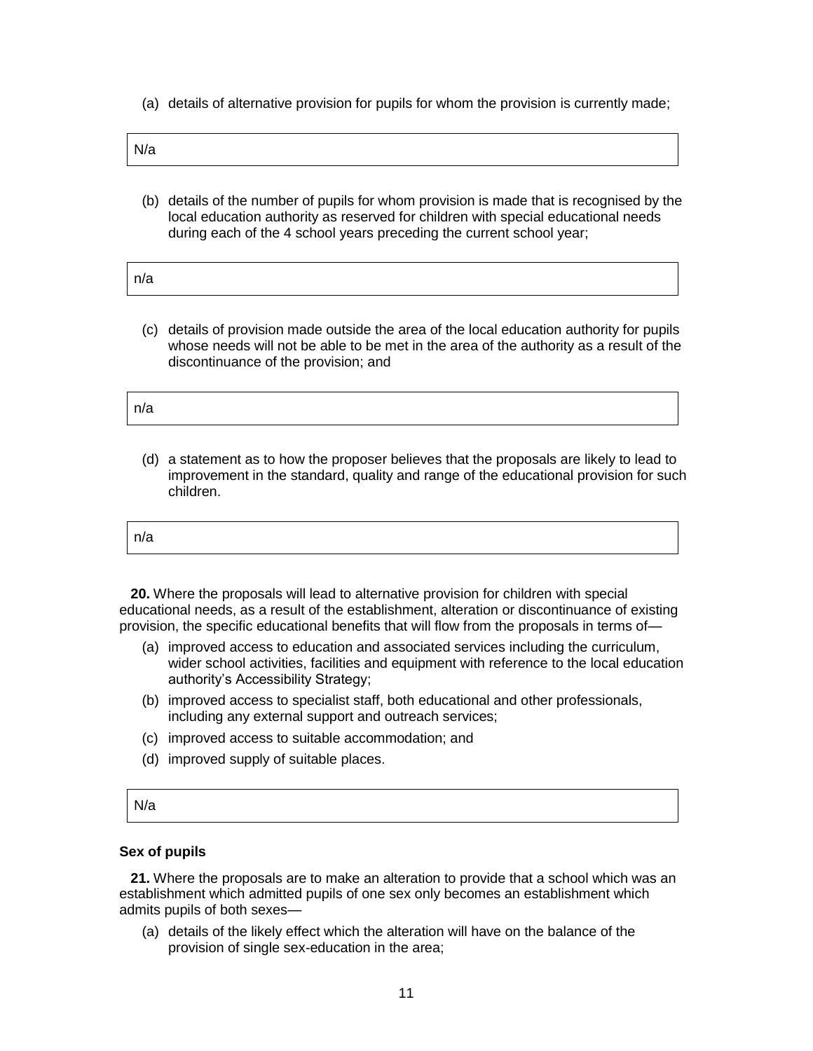(a) details of alternative provision for pupils for whom the provision is currently made;

| N/a |
|---|

(b) details of the number of pupils for whom provision is made that is recognised by the local education authority as reserved for children with special educational needs during each of the 4 school years preceding the current school year;

| n/a |
|---|

(c) details of provision made outside the area of the local education authority for pupils whose needs will not be able to be met in the area of the authority as a result of the discontinuance of the provision; and

| n/a |
|---|

(d) a statement as to how the proposer believes that the proposals are likely to lead to improvement in the standard, quality and range of the educational provision for such children.

| n/a |
|---|

**20.** Where the proposals will lead to alternative provision for children with special educational needs, as a result of the establishment, alteration or discontinuance of existing provision, the specific educational benefits that will flow from the proposals in terms of—

(a) improved access to education and associated services including the curriculum, wider school activities, facilities and equipment with reference to the local education authority's Accessibility Strategy;

(b) improved access to specialist staff, both educational and other professionals, including any external support and outreach services;

(c) improved access to suitable accommodation; and

(d) improved supply of suitable places.

| N/a |
|---|

**Sex of pupils**

**21.** Where the proposals are to make an alteration to provide that a school which was an establishment which admitted pupils of one sex only becomes an establishment which admits pupils of both sexes—

(a) details of the likely effect which the alteration will have on the balance of the provision of single sex-education in the area;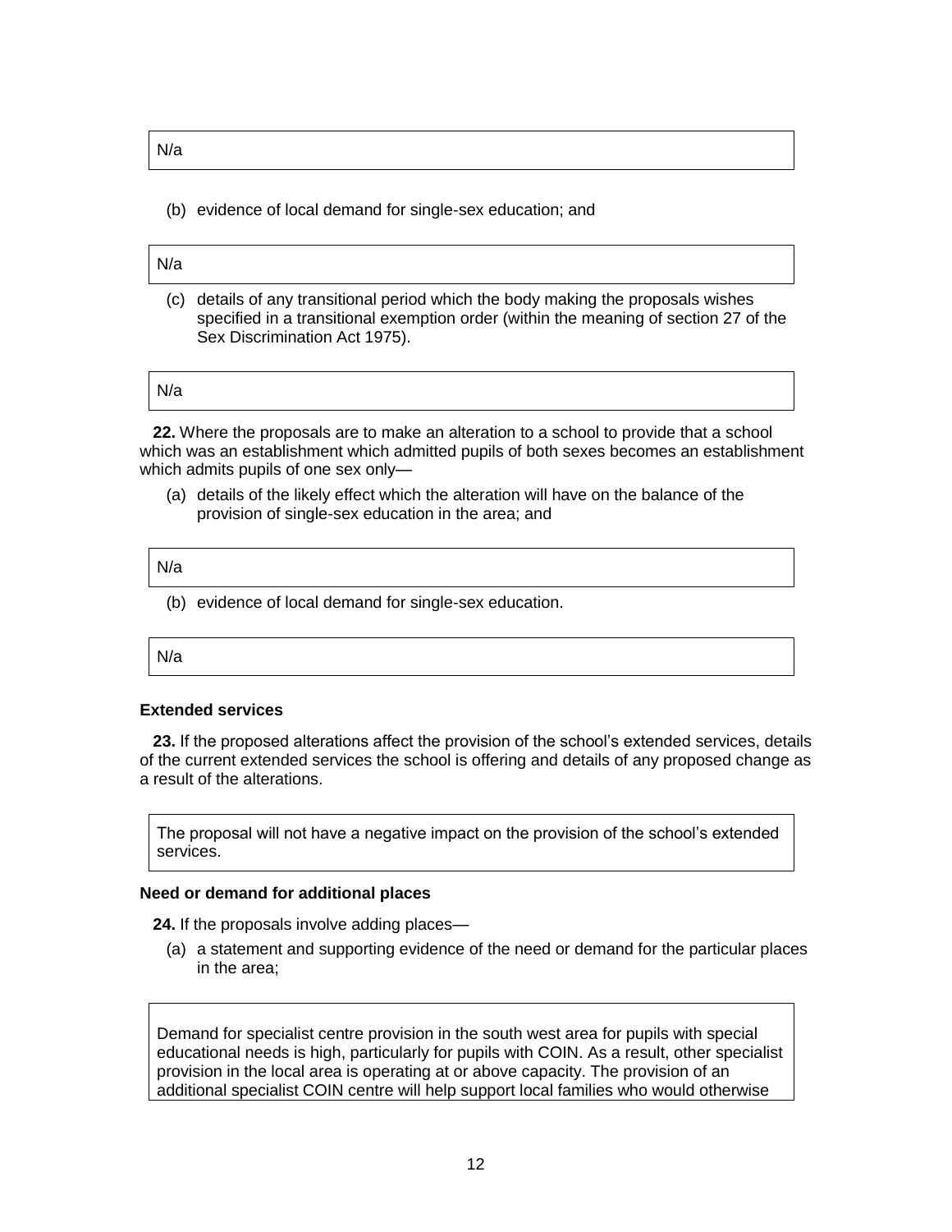N/a

(b) evidence of local demand for single-sex education; and

N/a

(c) details of any transitional period which the body making the proposals wishes specified in a transitional exemption order (within the meaning of section 27 of the Sex Discrimination Act 1975).

N/a

**22.** Where the proposals are to make an alteration to a school to provide that a school which was an establishment which admitted pupils of both sexes becomes an establishment which admits pupils of one sex only—

(a) details of the likely effect which the alteration will have on the balance of the provision of single-sex education in the area; and

N/a

(b) evidence of local demand for single-sex education.

N/a

**Extended services**

**23.** If the proposed alterations affect the provision of the school's extended services, details of the current extended services the school is offering and details of any proposed change as a result of the alterations.

The proposal will not have a negative impact on the provision of the school's extended services.

**Need or demand for additional places**

**24.** If the proposals involve adding places—

(a) a statement and supporting evidence of the need or demand for the particular places in the area;

Demand for specialist centre provision in the south west area for pupils with special educational needs is high, particularly for pupils with COIN. As a result, other specialist provision in the local area is operating at or above capacity. The provision of an additional specialist COIN centre will help support local families who would otherwise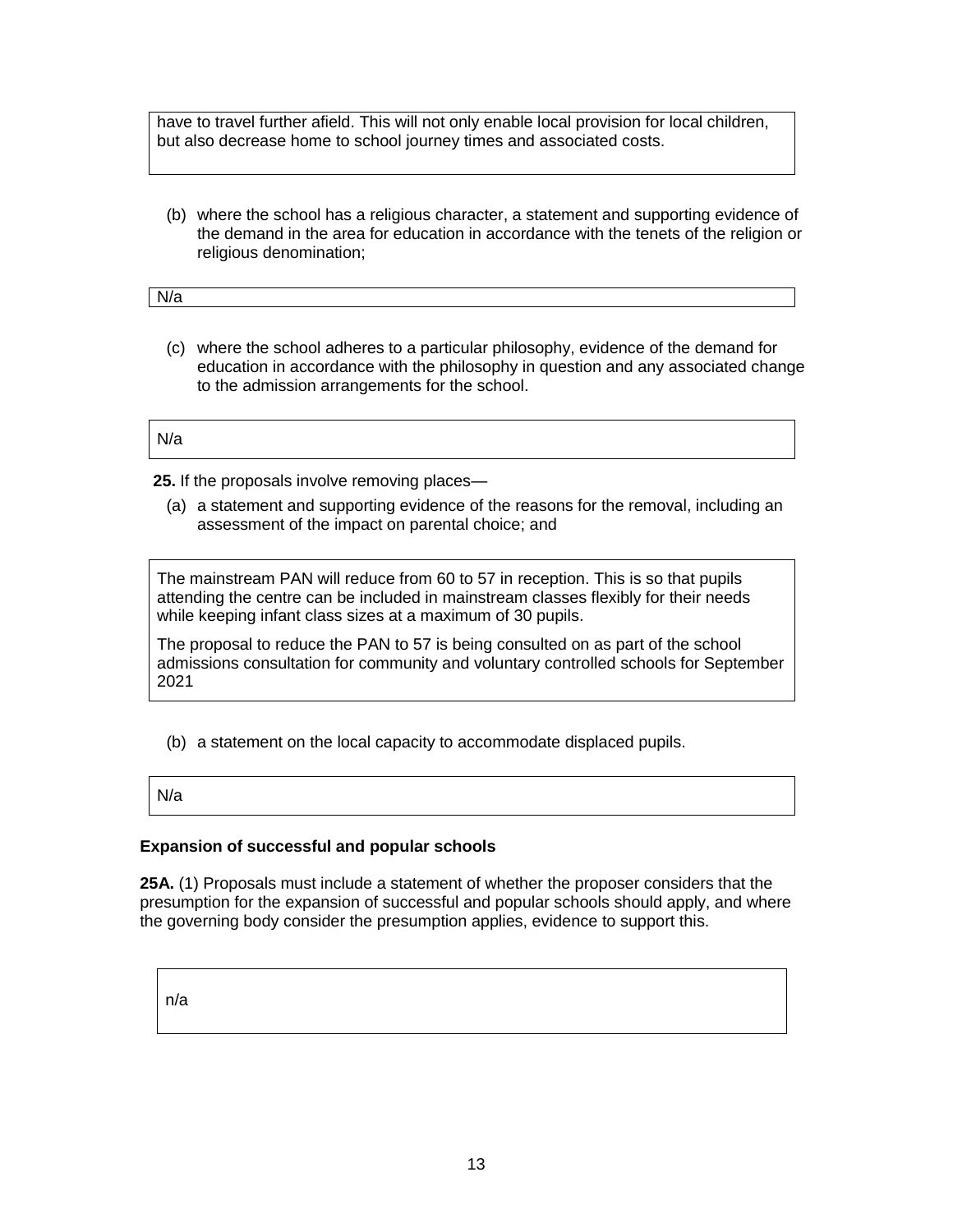have to travel further afield. This will not only enable local provision for local children, but also decrease home to school journey times and associated costs.

(b) where the school has a religious character, a statement and supporting evidence of the demand in the area for education in accordance with the tenets of the religion or religious denomination;

N/a

(c) where the school adheres to a particular philosophy, evidence of the demand for education in accordance with the philosophy in question and any associated change to the admission arrangements for the school.

N/a

**25.** If the proposals involve removing places—

(a) a statement and supporting evidence of the reasons for the removal, including an assessment of the impact on parental choice; and

The mainstream PAN will reduce from 60 to 57 in reception. This is so that pupils attending the centre can be included in mainstream classes flexibly for their needs while keeping infant class sizes at a maximum of 30 pupils.

The proposal to reduce the PAN to 57 is being consulted on as part of the school admissions consultation for community and voluntary controlled schools for September 2021

(b) a statement on the local capacity to accommodate displaced pupils.

N/a

### Expansion of successful and popular schools

**25A.** (1) Proposals must include a statement of whether the proposer considers that the presumption for the expansion of successful and popular schools should apply, and where the governing body consider the presumption applies, evidence to support this.

n/a